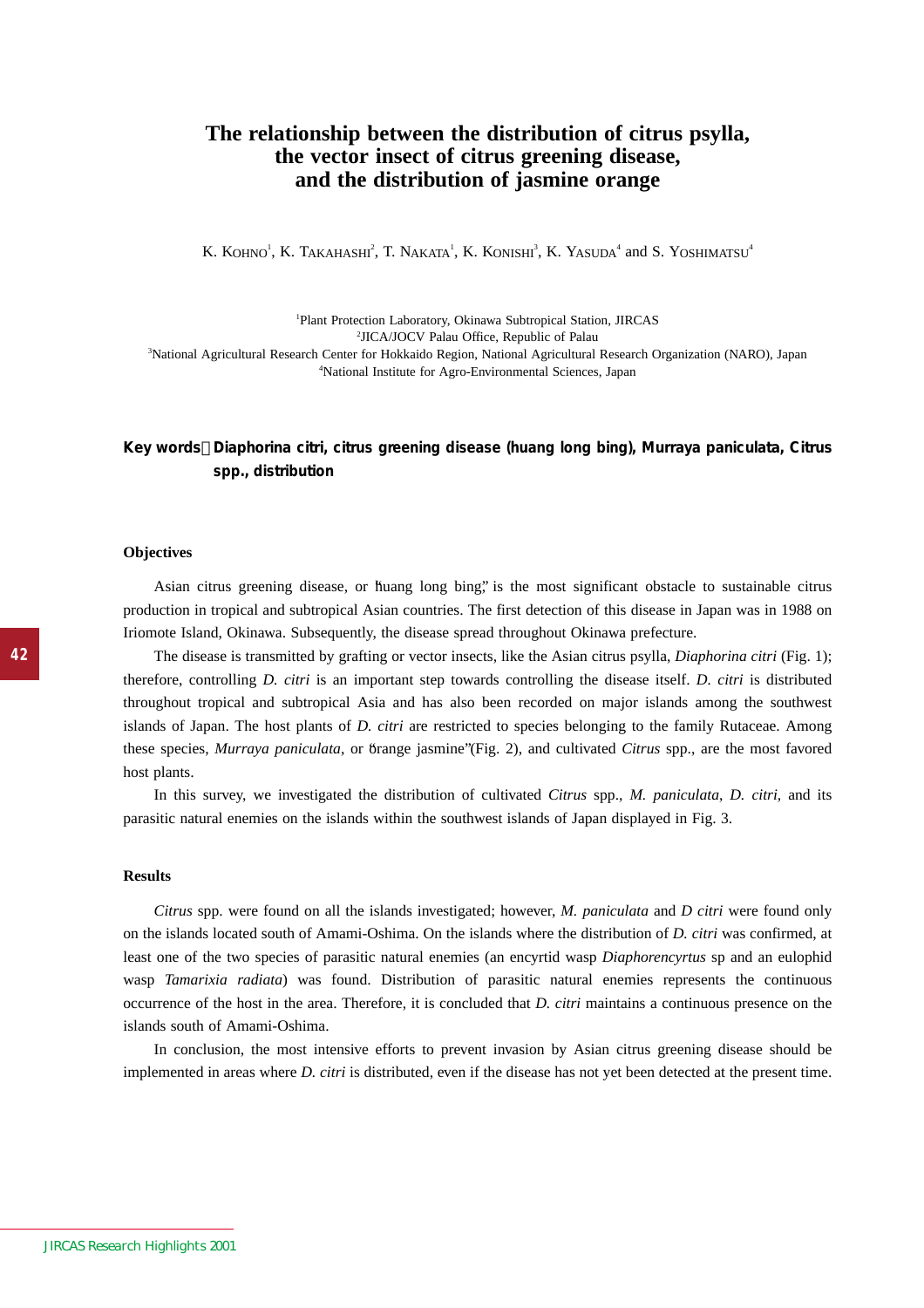# The relationship between the distribution of citrus psylla, the vector insect of citrus greening disease, and the distribution of jasmine orange

K. Kohno[1], K. Takahashi[2], T. Nakata[1], K. Konishi[3], K. Yasuda[4] and S. Yoshimatsu[4]

[1]Plant Protection Laboratory, Okinawa Subtropical Station, JIRCAS
[2]JICA/JOCV Palau Office, Republic of Palau
[3]National Agricultural Research Center for Hokkaido Region, National Agricultural Research Organization (NARO), Japan
[4]National Institute for Agro-Environmental Sciences, Japan

**Key words：*Diaphorina citri*, citrus greening disease (huang long bing), *Murraya paniculata*, *Citrus* spp., distribution**

### Objectives

Asian citrus greening disease, or "huang long bing," is the most significant obstacle to sustainable citrus production in tropical and subtropical Asian countries. The first detection of this disease in Japan was in 1988 on Iriomote Island, Okinawa. Subsequently, the disease spread throughout Okinawa prefecture.

The disease is transmitted by grafting or vector insects, like the Asian citrus psylla, *Diaphorina citri* (Fig. 1); therefore, controlling *D. citri* is an important step towards controlling the disease itself. *D. citri* is distributed throughout tropical and subtropical Asia and has also been recorded on major islands among the southwest islands of Japan. The host plants of *D. citri* are restricted to species belonging to the family Rutaceae. Among these species, *Murraya paniculata*, or "orange jasmine" (Fig. 2), and cultivated *Citrus* spp., are the most favored host plants.

In this survey, we investigated the distribution of cultivated *Citrus* spp., *M. paniculata*, *D. citri*, and its parasitic natural enemies on the islands within the southwest islands of Japan displayed in Fig. 3.

### Results

*Citrus* spp. were found on all the islands investigated; however, *M. paniculata* and *D citri* were found only on the islands located south of Amami-Oshima. On the islands where the distribution of *D. citri* was confirmed, at least one of the two species of parasitic natural enemies (an encyrtid wasp *Diaphorencyrtus* sp and an eulophid wasp *Tamarixia radiata*) was found. Distribution of parasitic natural enemies represents the continuous occurrence of the host in the area. Therefore, it is concluded that *D. citri* maintains a continuous presence on the islands south of Amami-Oshima.

In conclusion, the most intensive efforts to prevent invasion by Asian citrus greening disease should be implemented in areas where *D. citri* is distributed, even if the disease has not yet been detected at the present time.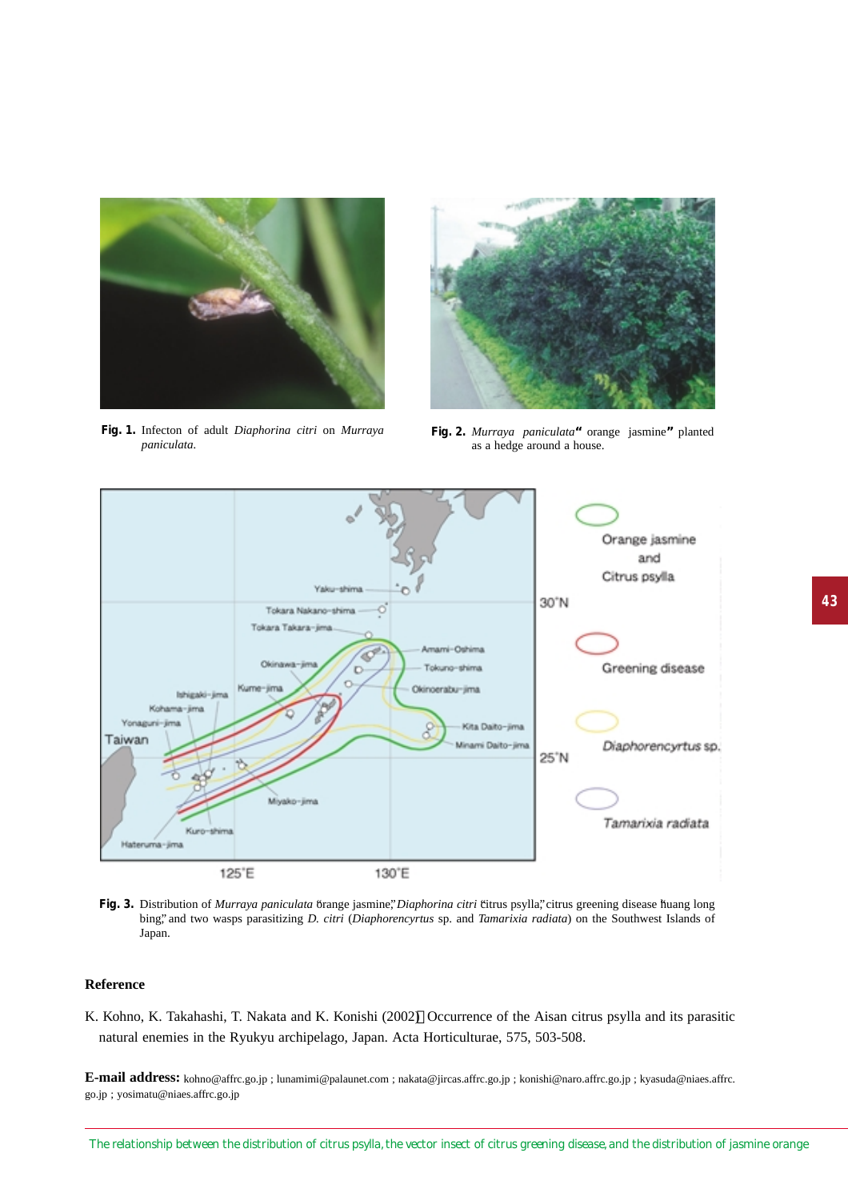**Fig. 1.** Infecton of adult *Diaphorina citri* on *Murraya paniculata*.

**Fig. 2.** *Murraya paniculata* "orange jasmine" planted as a hedge around a house.

Yaku-shima
Tokara Nakano-shima
Tokara Takara-jima
Amami-Oshima
Okinawa-jima
Tokuno-shima
Kume-jima
Okinoerabu-jima
Ishigaki-jima
Kohama-jima
Yonaguni-jima
Taiwan
Kita Daito-jima
Minami Daito-jima
Miyako-jima
Kuro-shima
Hateruma-jima
30°N
25°N
125°E
130°E
Orange jasmine and Citrus psylla
Greening disease
*Diaphorencyrtus* sp.
*Tamarixia radiata*

**Fig. 3.** Distribution of *Murraya paniculata* "orange jasmine," *Diaphorina citri* "citrus psylla," citrus greening disease "huang long bing," and two wasps parasitizing *D. citri* (*Diaphorencyrtus* sp. and *Tamarixia radiata*) on the Southwest Islands of Japan.

## Reference

K. Kohno, K. Takahashi, T. Nakata and K. Konishi (2002): Occurrence of the Aisan citrus psylla and its parasitic natural enemies in the Ryukyu archipelago, Japan. Acta Horticulturae, 575, 503-508.

**E-mail address:** kohno@affrc.go.jp ; lunamimi@palaunet.com ; nakata@jircas.affrc.go.jp ; konishi@naro.affrc.go.jp ; kyasuda@niaes.affrc.go.jp ; yosimatu@niaes.affrc.go.jp